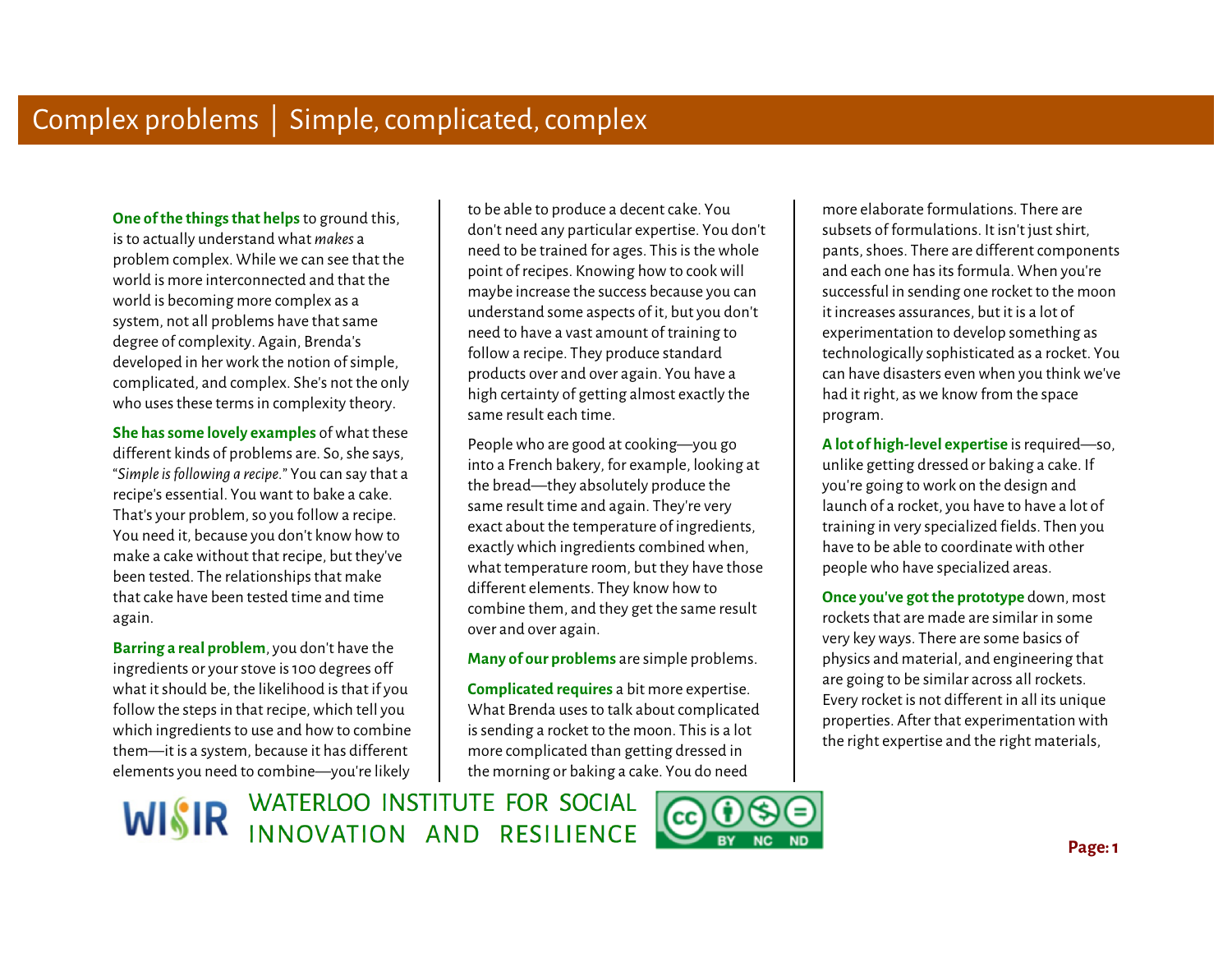# Complex problems | Simple, complicated, complex

**One of the things that helps** to ground this, is to actually understand what *makes* a problem complex. While we can see that the world is more interconnected and that the world is becoming more complex as a system, not all problems have that same degree of complexity. Again, Brenda's developed in her work the notion of simple, complicated, and complex. She's not the only who uses these terms in complexity theory.

**She has some lovely examples** of what these different kinds of problems are. So, she says, "*Simple is following a recipe.*" You can say that a recipe's essential. You want to bake a cake. That's your problem, so you follow a recipe. You need it, because you don't know how to make a cake without that recipe, but they've been tested. The relationships that make that cake have been tested time and time again.

**Barring a real problem**, you don't have the ingredients or your stove is 100 degrees off what it should be, the likelihood is that if you follow the steps in that recipe, which tell you which ingredients to use and how to combine them—it is a system, because it has different elements you need to combine—you're likely to be able to produce a decent cake. You don't need any particular expertise. You don't need to be trained for ages. This is the whole point of recipes. Knowing how to cook will maybe increase the success because you can understand some aspects of it, but you don't need to have a vast amount of training to follow a recipe. They produce standard products over and over again. You have a high certainty of getting almost exactly the same result each time.

People who are good at cooking—you go into a French bakery, for example, looking at the bread—they absolutely produce the same result time and again. They're very exact about the temperature of ingredients, exactly which ingredients combined when, what temperature room, but they have those different elements. They know how to combine them, and they get the same result over and over again.

**Many of our problems** are simple problems.

**Complicated requires** a bit more expertise. What Brenda uses to talk about complicated is sending a rocket to the moon. This is a lot more complicated than getting dressed in the morning or baking a cake. You do need more elaborate formulations. There are subsets of formulations. It isn't just shirt, pants, shoes. There are different components and each one has its formula. When you're successful in sending one rocket to the moon it increases assurances, but it is a lot of experimentation to develop something as technologically sophisticated as a rocket. You can have disasters even when you think we've had it right, as we know from the space program.

**A lot of high-level expertise** is required—so, unlike getting dressed or baking a cake. If you're going to work on the design and launch of a rocket, you have to have a lot of training in very specialized fields. Then you have to be able to coordinate with other people who have specialized areas.

**Once you've got the prototype** down, most rockets that are made are similar in some very key ways. There are some basics of physics and material, and engineering that are going to be similar across all rockets. Every rocket is not different in all its unique properties. After that experimentation with the right expertise and the right materials,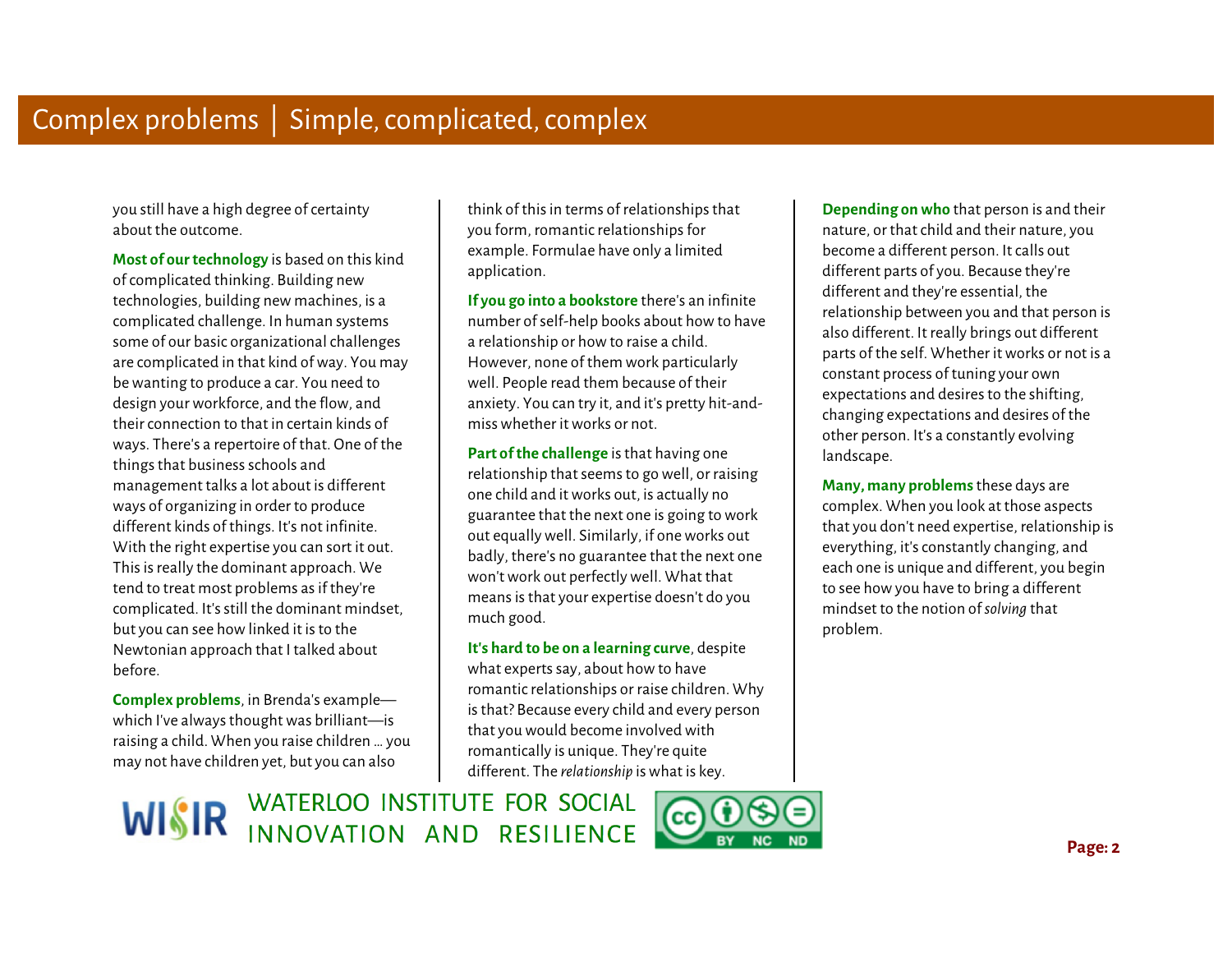# Complex problems | Simple, complicated, complex

you still have a high degree of certainty about the outcome.

**Most of our technology** is based on this kind of complicated thinking. Building new technologies, building new machines, is a complicated challenge. In human systems some of our basic organizational challenges are complicated in that kind of way. You may be wanting to produce a car. You need to design your workforce, and the flow, and their connection to that in certain kinds of ways. There's a repertoire of that. One of the things that business schools and management talks a lot about is different ways of organizing in order to produce different kinds of things. It's not infinite. With the right expertise you can sort it out. This is really the dominant approach. We tend to treat most problems as if they're complicated. It's still the dominant mindset, but you can see how linked it is to the Newtonian approach that I talked about before.

**Complex problems**, in Brenda's example—which I've always thought was brilliant—is raising a child. When you raise children … you may not have children yet, but you can also think of this in terms of relationships that you form, romantic relationships for example. Formulae have only a limited application.

**If you go into a bookstore** there's an infinite number of self-help books about how to have a relationship or how to raise a child. However, none of them work particularly well. People read them because of their anxiety. You can try it, and it's pretty hit-and-miss whether it works or not.

**Part of the challenge** is that having one relationship that seems to go well, or raising one child and it works out, is actually no guarantee that the next one is going to work out equally well. Similarly, if one works out badly, there's no guarantee that the next one won't work out perfectly well. What that means is that your expertise doesn't do you much good.

**It's hard to be on a learning curve**, despite what experts say, about how to have romantic relationships or raise children. Why is that? Because every child and every person that you would become involved with romantically is unique. They're quite different. The *relationship* is what is key.

**Depending on who** that person is and their nature, or that child and their nature, you become a different person. It calls out different parts of you. Because they're different and they're essential, the relationship between you and that person is also different. It really brings out different parts of the self. Whether it works or not is a constant process of tuning your own expectations and desires to the shifting, changing expectations and desires of the other person. It's a constantly evolving landscape.

**Many, many problems** these days are complex. When you look at those aspects that you don't need expertise, relationship is everything, it's constantly changing, and each one is unique and different, you begin to see how you have to bring a different mindset to the notion of *solving* that problem.